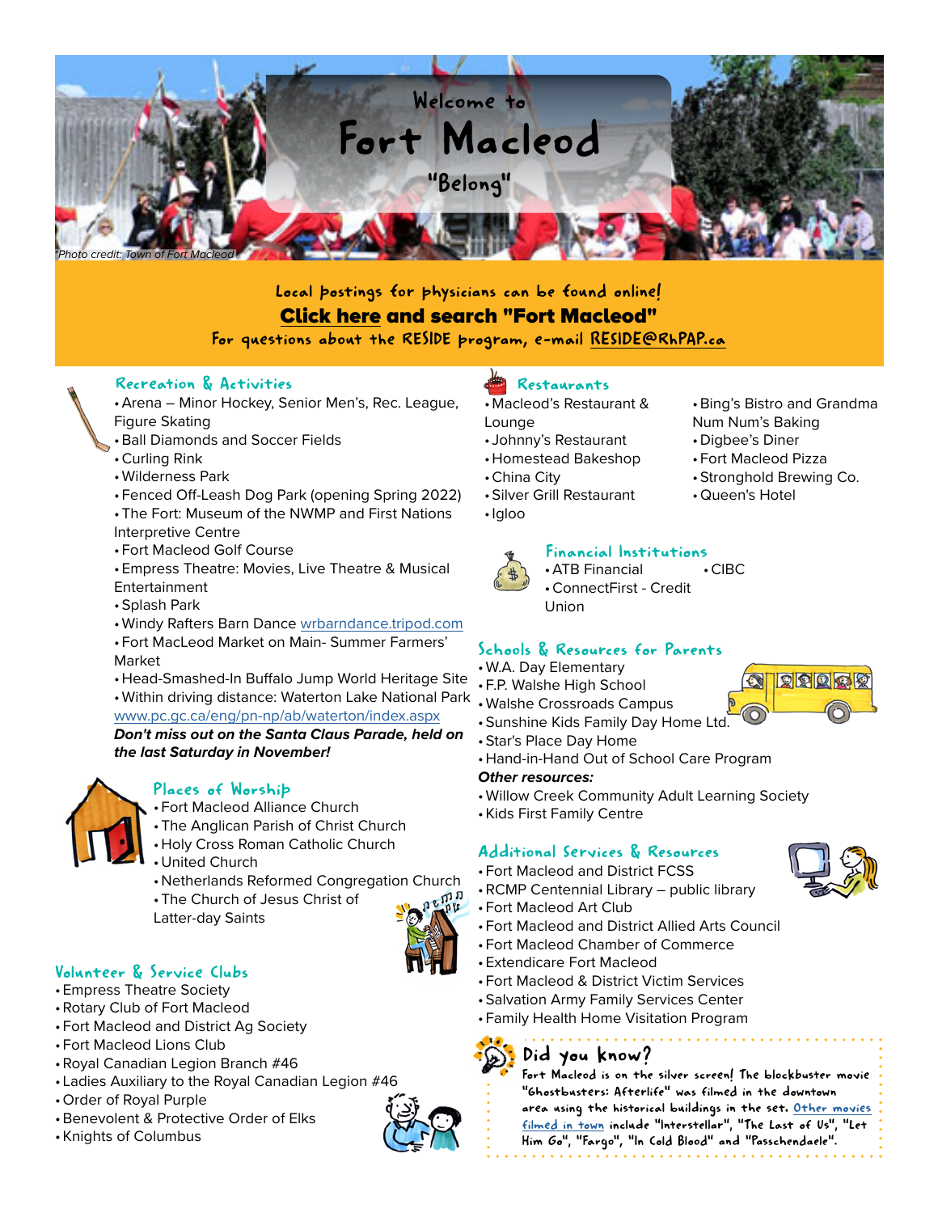# Welcome to Fort Macleod

"Belong"

*Photo credit: Town of Fort Macleod*

Local postings for physicians can be found online!

**Click here and search "Fort Macleod"**

For questions about the RESIDE program, e-mail RESIDE@RhPAP.ca

## Recreation & Activities

- Arena – Minor Hockey, Senior Men's, Rec. League, Figure Skating
- Ball Diamonds and Soccer Fields
- Curling Rink
- Wilderness Park
- Fenced Off-Leash Dog Park (opening Spring 2022)
- The Fort: Museum of the NWMP and First Nations Interpretive Centre
- Fort Macleod Golf Course
- Empress Theatre: Movies, Live Theatre & Musical Entertainment
- Splash Park
- Windy Rafters Barn Dance wrbarndance.tripod.com
- Fort MacLeod Market on Main- Summer Farmers' Market
- Head-Smashed-In Buffalo Jump World Heritage Site
- Within driving distance: Waterton Lake National Park www.pc.gc.ca/eng/pn-np/ab/waterton/index.aspx

***Don't miss out on the Santa Claus Parade, held on the last Saturday in November!***

## Places of Worship

- Fort Macleod Alliance Church
- The Anglican Parish of Christ Church
- Holy Cross Roman Catholic Church
- United Church
- Netherlands Reformed Congregation Church
- The Church of Jesus Christ of Latter-day Saints

## Volunteer & Service Clubs

- Empress Theatre Society
- Rotary Club of Fort Macleod
- Fort Macleod and District Ag Society
- Fort Macleod Lions Club
- Royal Canadian Legion Branch #46
- Ladies Auxiliary to the Royal Canadian Legion #46
- Order of Royal Purple
- Benevolent & Protective Order of Elks
- Knights of Columbus

## Restaurants

- Macleod's Restaurant & Lounge
- Johnny's Restaurant
- Homestead Bakeshop
- China City
- Silver Grill Restaurant
- Igloo
- Bing's Bistro and Grandma Num Num's Baking
- Digbee's Diner
- Fort Macleod Pizza
- Stronghold Brewing Co.
- Queen's Hotel

## Financial Institutions

- ATB Financial
- ConnectFirst - Credit Union
- CIBC

## Schools & Resources for Parents

- W.A. Day Elementary
- F.P. Walshe High School
- Walshe Crossroads Campus
- Sunshine Kids Family Day Home Ltd.
- Star's Place Day Home
- Hand-in-Hand Out of School Care Program

***Other resources:***

- Willow Creek Community Adult Learning Society
- Kids First Family Centre

## Additional Services & Resources

- Fort Macleod and District FCSS
- RCMP Centennial Library – public library
- Fort Macleod Art Club
- Fort Macleod and District Allied Arts Council
- Fort Macleod Chamber of Commerce
- Extendicare Fort Macleod
- Fort Macleod & District Victim Services
- Salvation Army Family Services Center
- Family Health Home Visitation Program

## Did you know?

Fort Macleod is on the silver screen! The blockbuster movie "Ghostbusters: Afterlife" was filmed in the downtown area using the historical buildings in the set. Other movies filmed in town include "Interstellar", "The Last of Us", "Let Him Go", "Fargo", "In Cold Blood" and "Passchendaele".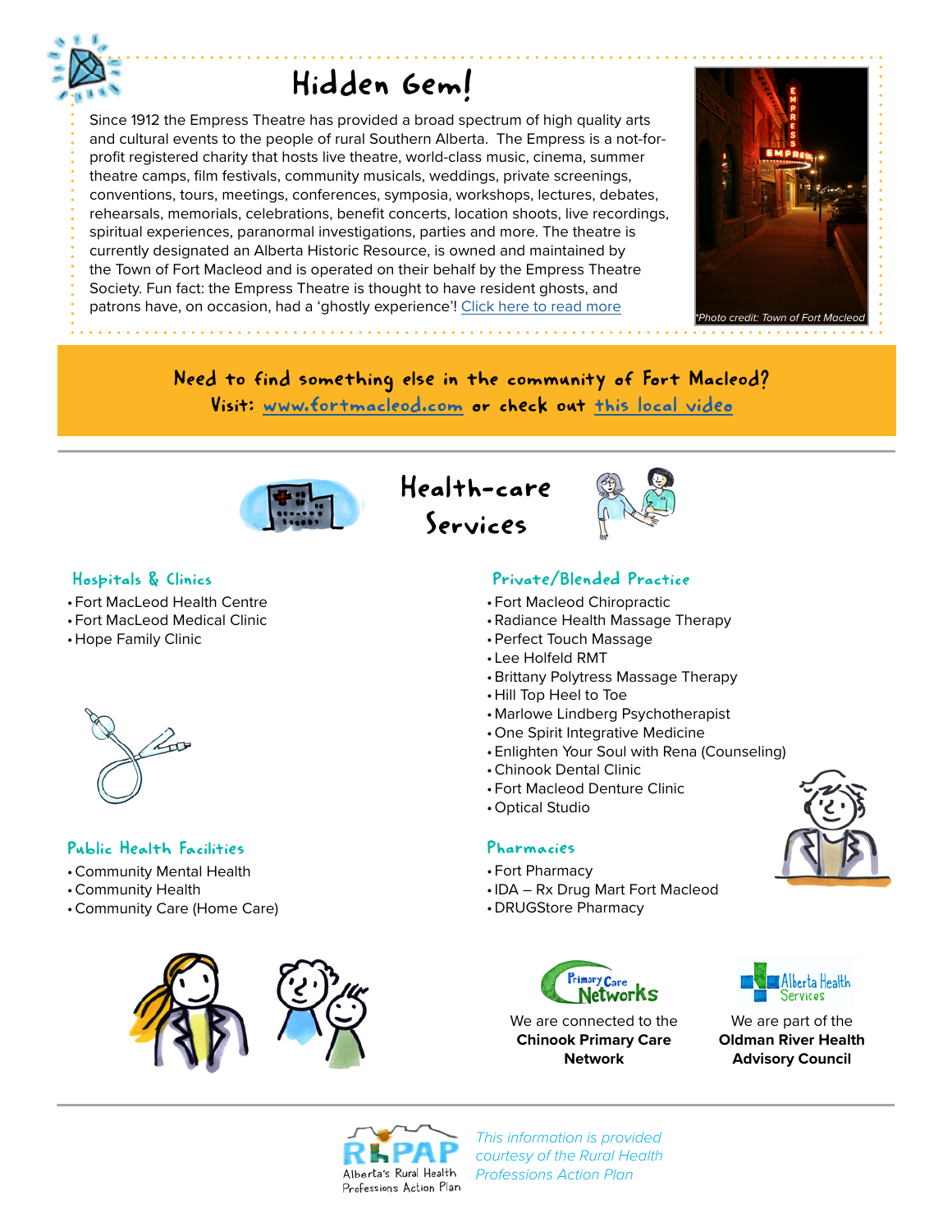## Hidden Gem!

Since 1912 the Empress Theatre has provided a broad spectrum of high quality arts and cultural events to the people of rural Southern Alberta. The Empress is a not-for-profit registered charity that hosts live theatre, world-class music, cinema, summer theatre camps, film festivals, community musicals, weddings, private screenings, conventions, tours, meetings, conferences, symposia, workshops, lectures, debates, rehearsals, memorials, celebrations, benefit concerts, location shoots, live recordings, spiritual experiences, paranormal investigations, parties and more. The theatre is currently designated an Alberta Historic Resource, is owned and maintained by the Town of Fort Macleod and is operated on their behalf by the Empress Theatre Society. Fun fact: the Empress Theatre is thought to have resident ghosts, and patrons have, on occasion, had a 'ghostly experience'! Click here to read more

*Photo credit: Town of Fort Macleod*

**Need to find something else in the community of Fort Macleod?**
**Visit: www.fortmacleod.com or check out this local video**

## Health-care Services

### Hospitals & Clinics

- Fort MacLeod Health Centre
- Fort MacLeod Medical Clinic
- Hope Family Clinic

### Public Health Facilities

- Community Mental Health
- Community Health
- Community Care (Home Care)

### Private/Blended Practice

- Fort Macleod Chiropractic
- Radiance Health Massage Therapy
- Perfect Touch Massage
- Lee Holfeld RMT
- Brittany Polytress Massage Therapy
- Hill Top Heel to Toe
- Marlowe Lindberg Psychotherapist
- One Spirit Integrative Medicine
- Enlighten Your Soul with Rena (Counseling)
- Chinook Dental Clinic
- Fort Macleod Denture Clinic
- Optical Studio

### Pharmacies

- Fort Pharmacy
- IDA – Rx Drug Mart Fort Macleod
- DRUGStore Pharmacy

We are connected to the **Chinook Primary Care Network**

We are part of the **Oldman River Health Advisory Council**

*This information is provided courtesy of the Rural Health Professions Action Plan*